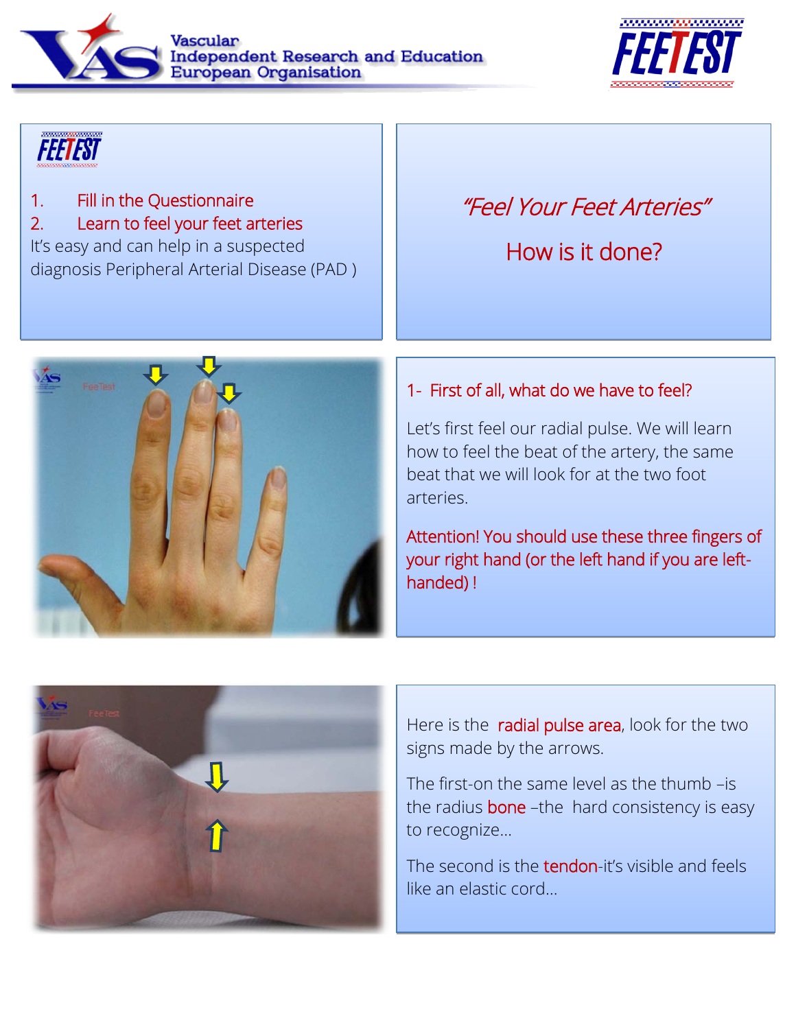# Vascular Independent Research and Education European Organisation

FEETEST

FEETEST

1. Fill in the Questionnaire
2. Learn to feel your feet arteries

It's easy and can help in a suspected diagnosis Peripheral Arterial Disease (PAD )

*"Feel Your Feet Arteries"*

## How is it done?

### 1- First of all, what do we have to feel?

Let's first feel our radial pulse. We will learn how to feel the beat of the artery, the same beat that we will look for at the two foot arteries.

Attention! You should use these three fingers of your right hand (or the left hand if you are left-handed) !

Here is the radial pulse area, look for the two signs made by the arrows.

The first-on the same level as the thumb –is the radius bone –the hard consistency is easy to recognize…

The second is the tendon-it's visible and feels like an elastic cord…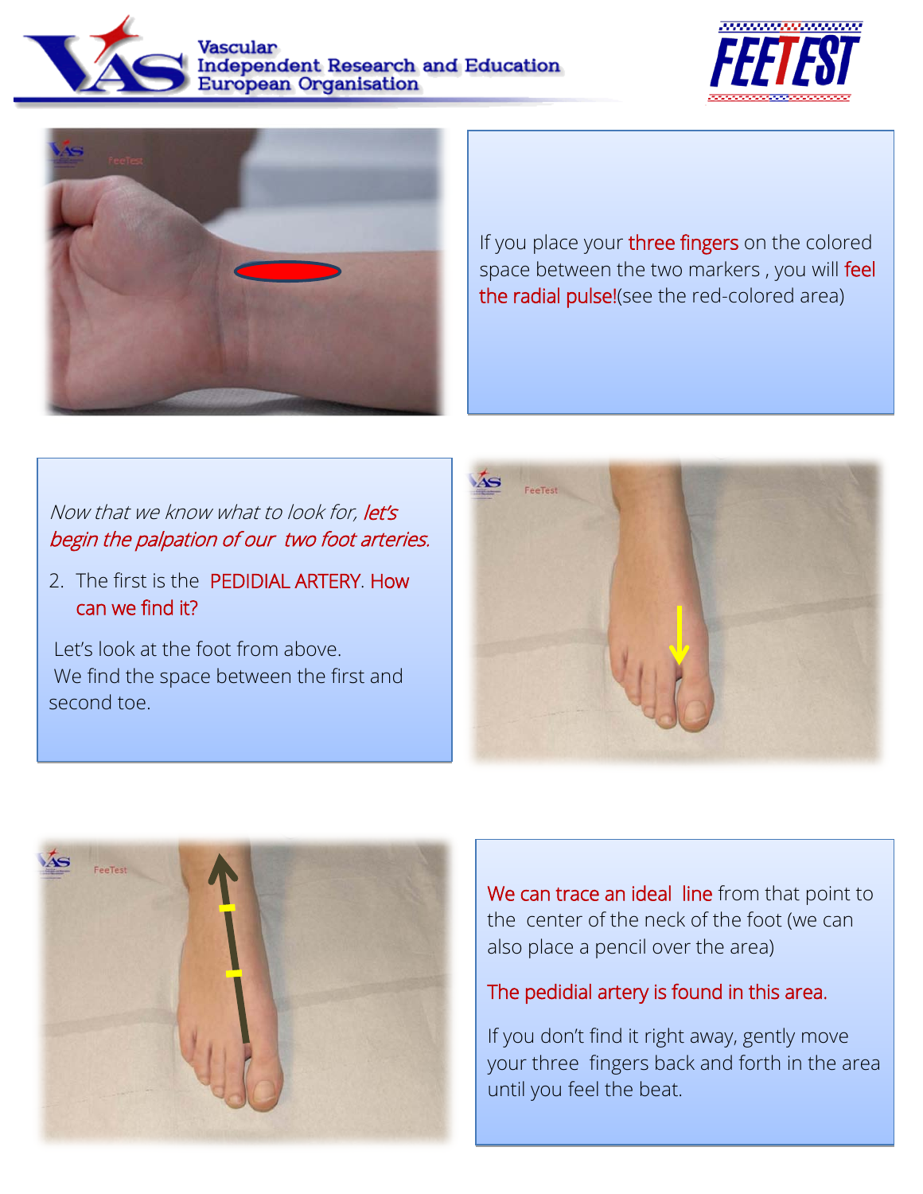If you place your three fingers on the colored space between the two markers , you will feel the radial pulse!(see the red-colored area)

*Now that we know what to look for, let's begin the palpation of our two foot arteries.*

2. The first is the PEDIDIAL ARTERY. How can we find it?

Let's look at the foot from above.
We find the space between the first and second toe.

We can trace an ideal line from that point to the center of the neck of the foot (we can also place a pencil over the area)

The pedidial artery is found in this area.

If you don't find it right away, gently move your three fingers back and forth in the area until you feel the beat.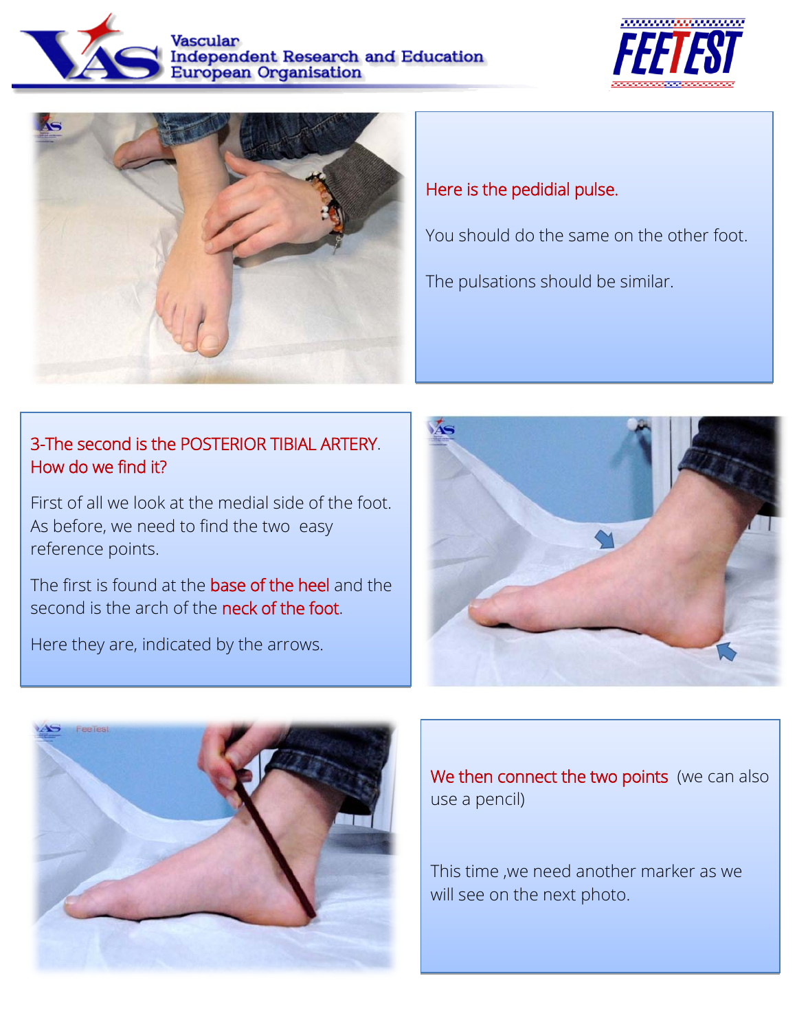Here is the pedidial pulse.

You should do the same on the other foot.

The pulsations should be similar.

## 3-The second is the POSTERIOR TIBIAL ARTERY. How do we find it?

First of all we look at the medial side of the foot. As before, we need to find the two easy reference points.

The first is found at the base of the heel and the second is the arch of the neck of the foot.

Here they are, indicated by the arrows.

We then connect the two points (we can also use a pencil)

This time ,we need another marker as we will see on the next photo.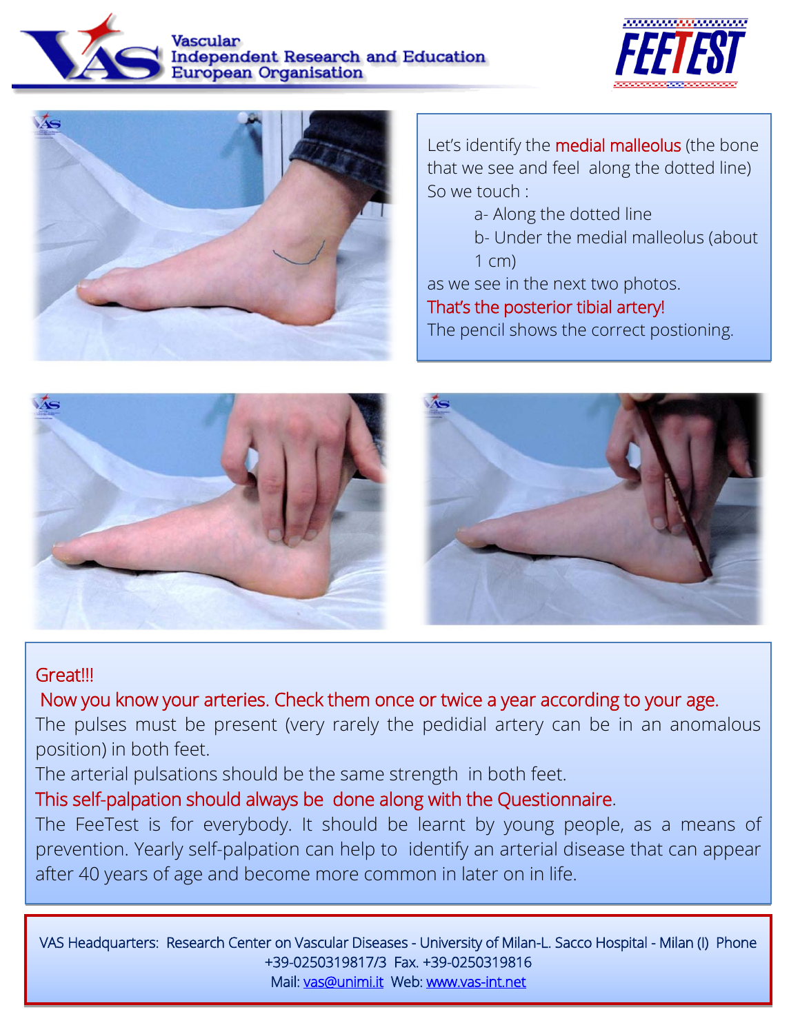Vascular Independent Research and Education European Organisation

FEETEST

Let's identify the medial malleolus (the bone that we see and feel along the dotted line)
So we touch :

- a- Along the dotted line
- b- Under the medial malleolus (about 1 cm)

as we see in the next two photos.

That's the posterior tibial artery!

The pencil shows the correct postioning.

Great!!!

Now you know your arteries. Check them once or twice a year according to your age.

The pulses must be present (very rarely the pedidial artery can be in an anomalous position) in both feet.

The arterial pulsations should be the same strength in both feet.

This self-palpation should always be done along with the Questionnaire.

The FeeTest is for everybody. It should be learnt by young people, as a means of prevention. Yearly self-palpation can help to identify an arterial disease that can appear after 40 years of age and become more common in later on in life.

VAS Headquarters: Research Center on Vascular Diseases - University of Milan-L. Sacco Hospital - Milan (I) Phone +39-0250319817/3 Fax. +39-0250319816
Mail: vas@unimi.it Web: www.vas-int.net